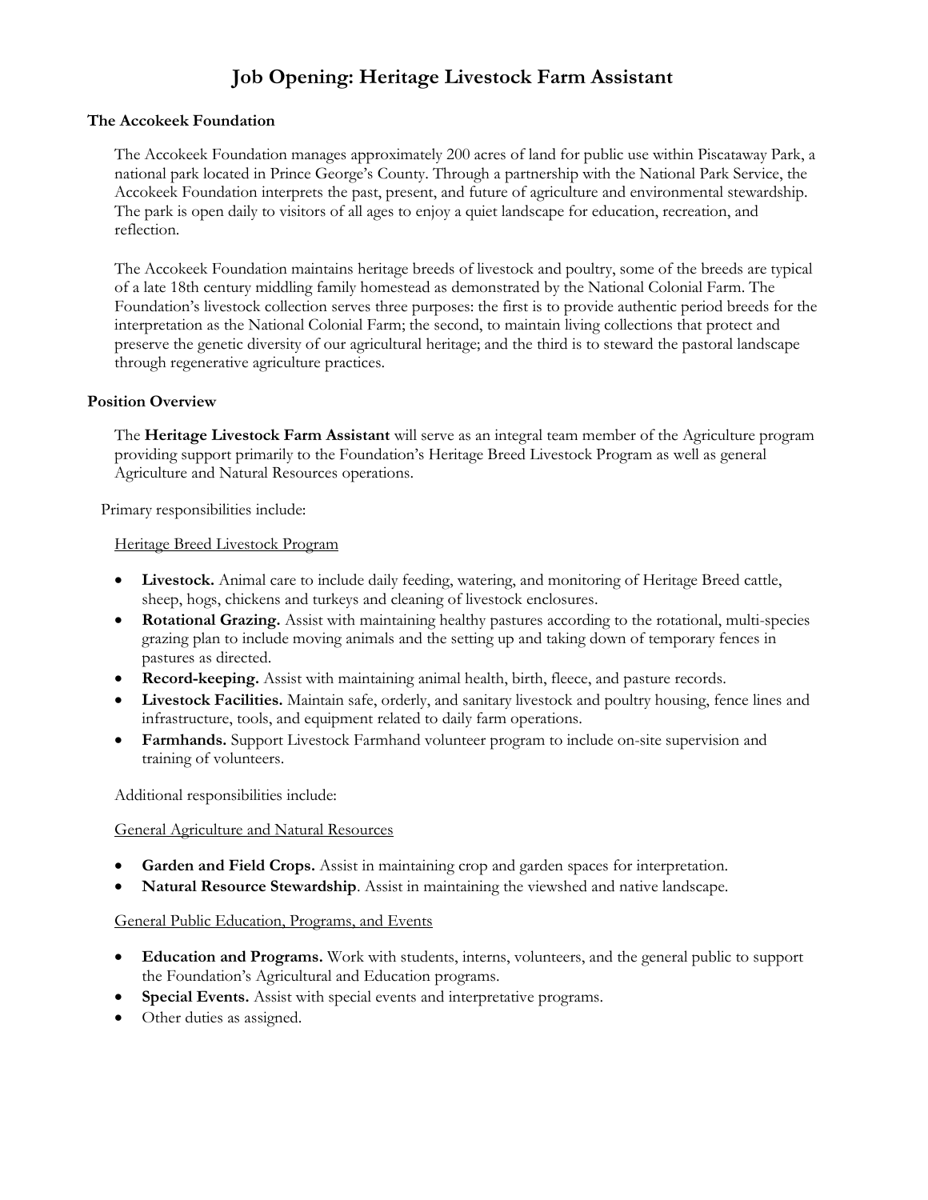# Job Opening: Heritage Livestock Farm Assistant

## The Accokeek Foundation

The Accokeek Foundation manages approximately 200 acres of land for public use within Piscataway Park, a national park located in Prince George's County. Through a partnership with the National Park Service, the Accokeek Foundation interprets the past, present, and future of agriculture and environmental stewardship. The park is open daily to visitors of all ages to enjoy a quiet landscape for education, recreation, and reflection.

The Accokeek Foundation maintains heritage breeds of livestock and poultry, some of the breeds are typical of a late 18th century middling family homestead as demonstrated by the National Colonial Farm. The Foundation's livestock collection serves three purposes: the first is to provide authentic period breeds for the interpretation as the National Colonial Farm; the second, to maintain living collections that protect and preserve the genetic diversity of our agricultural heritage; and the third is to steward the pastoral landscape through regenerative agriculture practices.

## Position Overview

The **Heritage Livestock Farm Assistant** will serve as an integral team member of the Agriculture program providing support primarily to the Foundation's Heritage Breed Livestock Program as well as general Agriculture and Natural Resources operations.

Primary responsibilities include:

<u>Heritage Breed Livestock Program</u>

- **Livestock.** Animal care to include daily feeding, watering, and monitoring of Heritage Breed cattle, sheep, hogs, chickens and turkeys and cleaning of livestock enclosures.
- **Rotational Grazing.** Assist with maintaining healthy pastures according to the rotational, multi-species grazing plan to include moving animals and the setting up and taking down of temporary fences in pastures as directed.
- **Record-keeping.** Assist with maintaining animal health, birth, fleece, and pasture records.
- **Livestock Facilities.** Maintain safe, orderly, and sanitary livestock and poultry housing, fence lines and infrastructure, tools, and equipment related to daily farm operations.
- **Farmhands.** Support Livestock Farmhand volunteer program to include on-site supervision and training of volunteers.

Additional responsibilities include:

<u>General Agriculture and Natural Resources</u>

- **Garden and Field Crops.** Assist in maintaining crop and garden spaces for interpretation.
- **Natural Resource Stewardship**. Assist in maintaining the viewshed and native landscape.

<u>General Public Education, Programs, and Events</u>

- **Education and Programs.** Work with students, interns, volunteers, and the general public to support the Foundation's Agricultural and Education programs.
- **Special Events.** Assist with special events and interpretative programs.
- Other duties as assigned.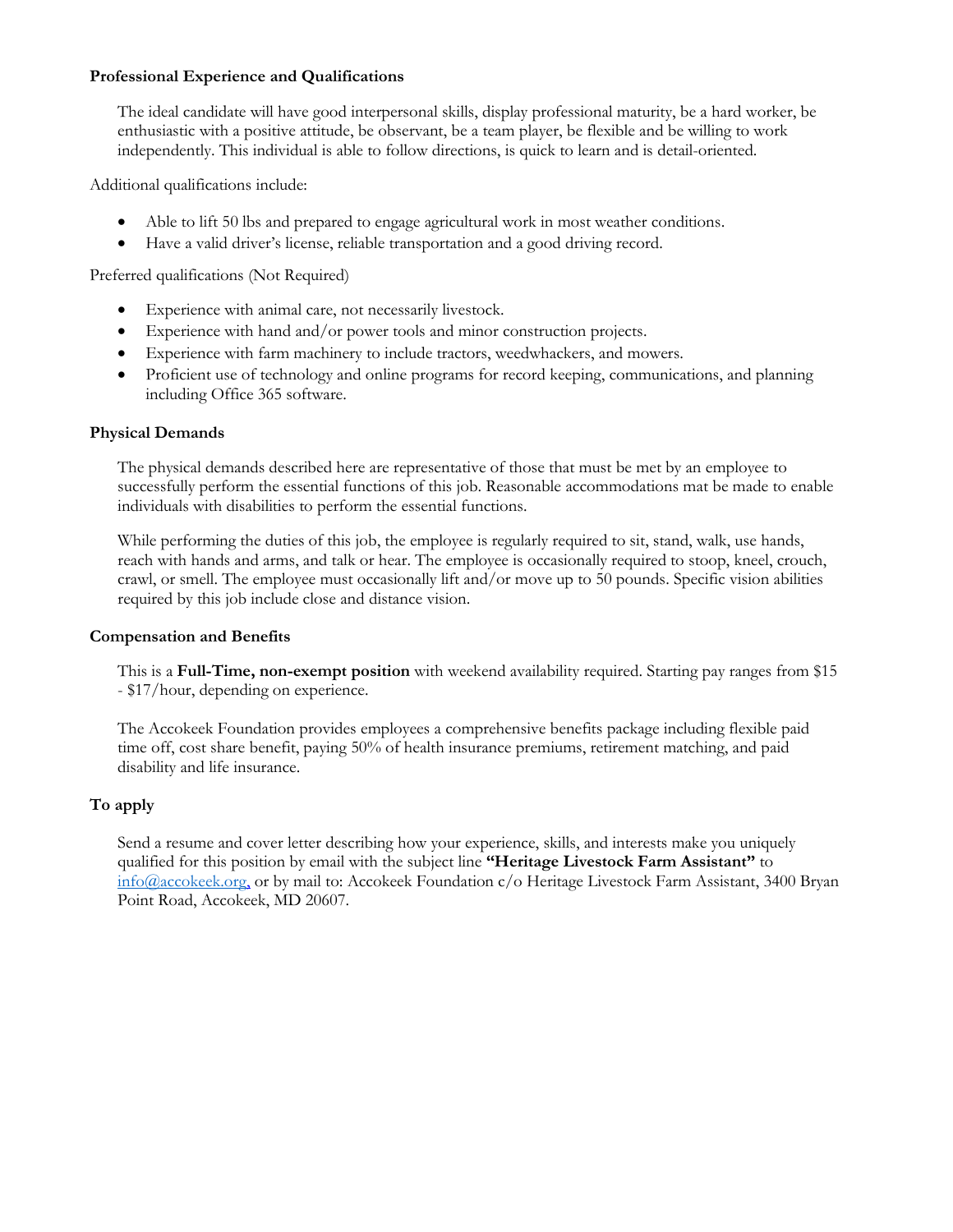**Professional Experience and Qualifications**

The ideal candidate will have good interpersonal skills, display professional maturity, be a hard worker, be enthusiastic with a positive attitude, be observant, be a team player, be flexible and be willing to work independently. This individual is able to follow directions, is quick to learn and is detail-oriented.

Additional qualifications include:

- Able to lift 50 lbs and prepared to engage agricultural work in most weather conditions.
- Have a valid driver's license, reliable transportation and a good driving record.

Preferred qualifications (Not Required)

- Experience with animal care, not necessarily livestock.
- Experience with hand and/or power tools and minor construction projects.
- Experience with farm machinery to include tractors, weedwhackers, and mowers.
- Proficient use of technology and online programs for record keeping, communications, and planning including Office 365 software.

**Physical Demands**

The physical demands described here are representative of those that must be met by an employee to successfully perform the essential functions of this job. Reasonable accommodations mat be made to enable individuals with disabilities to perform the essential functions.

While performing the duties of this job, the employee is regularly required to sit, stand, walk, use hands, reach with hands and arms, and talk or hear. The employee is occasionally required to stoop, kneel, crouch, crawl, or smell. The employee must occasionally lift and/or move up to 50 pounds. Specific vision abilities required by this job include close and distance vision.

**Compensation and Benefits**

This is a **Full-Time, non-exempt position** with weekend availability required. Starting pay ranges from $15 - $17/hour, depending on experience.

The Accokeek Foundation provides employees a comprehensive benefits package including flexible paid time off, cost share benefit, paying 50% of health insurance premiums, retirement matching, and paid disability and life insurance.

**To apply**

Send a resume and cover letter describing how your experience, skills, and interests make you uniquely qualified for this position by email with the subject line **"Heritage Livestock Farm Assistant"** to info@accokeek.org, or by mail to: Accokeek Foundation c/o Heritage Livestock Farm Assistant, 3400 Bryan Point Road, Accokeek, MD 20607.